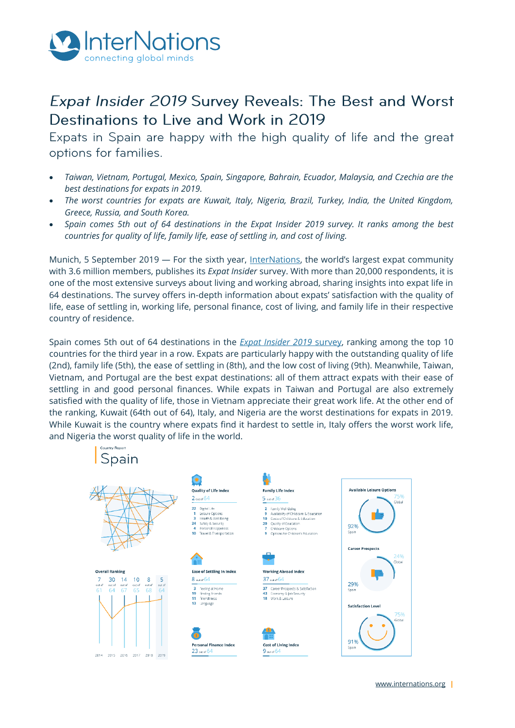# *Expat Insider 2019* Survey Reveals: The Best and Worst Destinations to Live and Work in 2019

Expats in Spain are happy with the high quality of life and the great options for families.

- *Taiwan, Vietnam, Portugal, Mexico, Spain, Singapore, Bahrain, Ecuador, Malaysia, and Czechia are the best destinations for expats in 2019.*
- *The worst countries for expats are Kuwait, Italy, Nigeria, Brazil, Turkey, India, the United Kingdom, Greece, Russia, and South Korea.*
- *Spain comes 5th out of 64 destinations in the Expat Insider 2019 survey. It ranks among the best countries for quality of life, family life, ease of settling in, and cost of living.*

Munich, 5 September 2019 — For the sixth year, InterNations, the world's largest expat community with 3.6 million members, publishes its *Expat Insider* survey. With more than 20,000 respondents, it is one of the most extensive surveys about living and working abroad, sharing insights into expat life in 64 destinations. The survey offers in-depth information about expats' satisfaction with the quality of life, ease of settling in, working life, personal finance, cost of living, and family life in their respective country of residence.

Spain comes 5th out of 64 destinations in the *Expat Insider 2019* survey, ranking among the top 10 countries for the third year in a row. Expats are particularly happy with the outstanding quality of life (2nd), family life (5th), the ease of settling in (8th), and the low cost of living (9th). Meanwhile, Taiwan, Vietnam, and Portugal are the best expat destinations: all of them attract expats with their ease of settling in and good personal finances. While expats in Taiwan and Portugal are also extremely satisfied with the quality of life, those in Vietnam appreciate their great work life. At the other end of the ranking, Kuwait (64th out of 64), Italy, and Nigeria are the worst destinations for expats in 2019. While Kuwait is the country where expats find it hardest to settle in, Italy offers the worst work life, and Nigeria the worst quality of life in the world.

Country Report

## Spain

**Overall Ranking**

| 2014 | 2015 | 2016 | 2017 | 2018 | 2019 |
|---|---|---|---|---|---|
| 7 out of 61 | 30 out of 64 | 14 out of 67 | 10 out of 65 | 8 out of 68 | 5 out of 64 |

**Quality of Life Index** — 2 out of 64
- 22 Digital Life
- 1 Leisure Options
- 3 Health & Well-Being
- 24 Safety & Security
- 4 Personal Happiness
- 10 Travel & Transportation

**Family Life Index** — 5 out of 36
- 2 Family Well-Being
- 9 Availability of Childcare & Education
- 10 Costs of Childcare & Education
- 20 Quality of Education
- 7 Childcare Options
- 9 Options for Children's Education

**Ease of Settling In Index** — 8 out of 64
- 3 Feeling at Home
- 19 Finding Friends
- 11 Friendliness
- 13 Language

**Working Abroad Index** — 37 out of 64
- 37 Career Prospects & Satisfaction
- 43 Economy & Job Security
- 18 Work & Leisure

**Personal Finance Index** — 23 out of 64

**Cost of Living Index** — 9 out of 64

**Available Leisure Options** — 92% Spain; 75% Global

**Career Prospects** — 29% Spain; 24% Global

**Satisfaction Level** — 91% Spain; 75% Global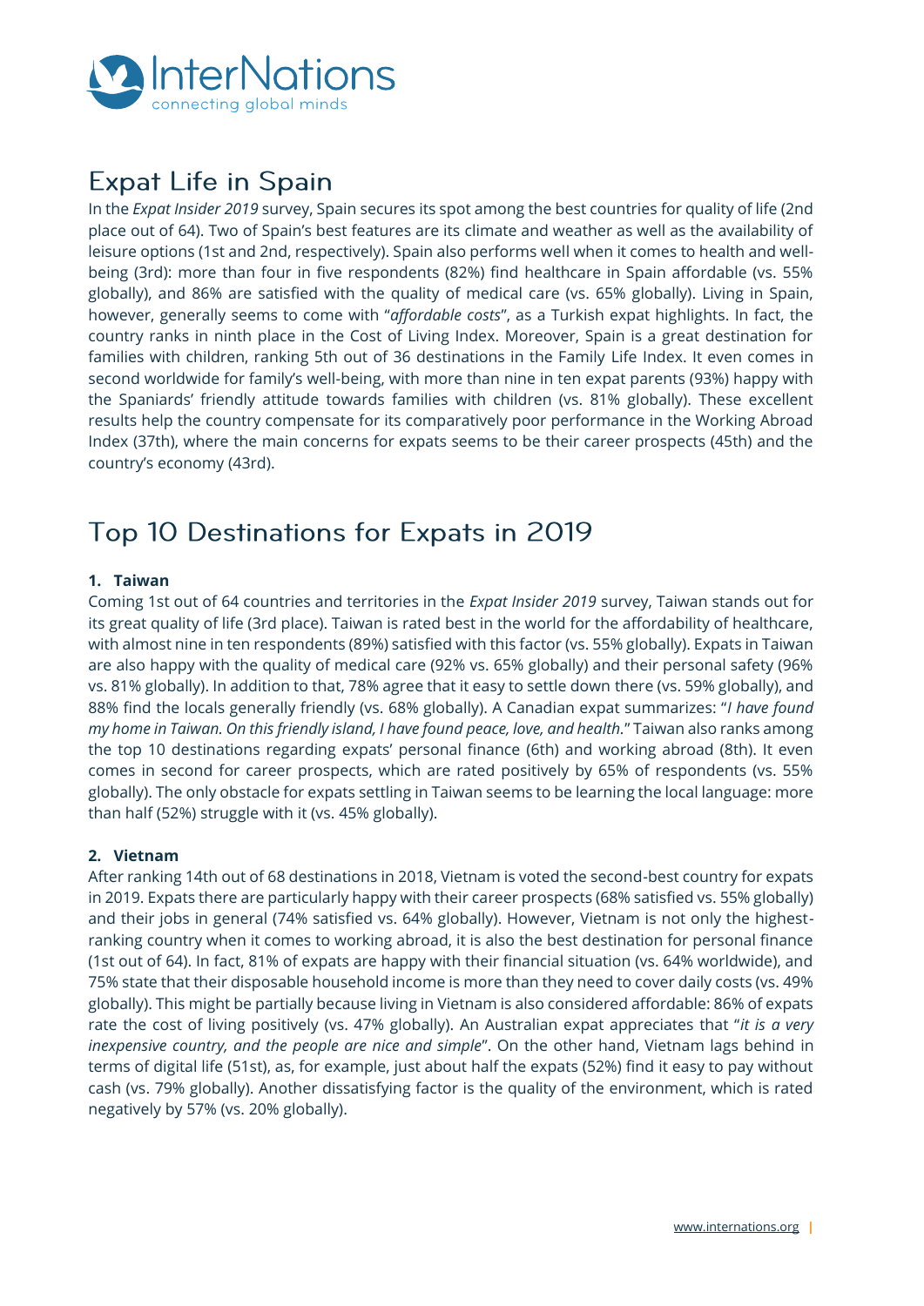## Expat Life in Spain

In the *Expat Insider 2019* survey, Spain secures its spot among the best countries for quality of life (2nd place out of 64). Two of Spain's best features are its climate and weather as well as the availability of leisure options (1st and 2nd, respectively). Spain also performs well when it comes to health and well-being (3rd): more than four in five respondents (82%) find healthcare in Spain affordable (vs. 55% globally), and 86% are satisfied with the quality of medical care (vs. 65% globally). Living in Spain, however, generally seems to come with "*affordable costs*", as a Turkish expat highlights. In fact, the country ranks in ninth place in the Cost of Living Index. Moreover, Spain is a great destination for families with children, ranking 5th out of 36 destinations in the Family Life Index. It even comes in second worldwide for family's well-being, with more than nine in ten expat parents (93%) happy with the Spaniards' friendly attitude towards families with children (vs. 81% globally). These excellent results help the country compensate for its comparatively poor performance in the Working Abroad Index (37th), where the main concerns for expats seems to be their career prospects (45th) and the country's economy (43rd).

## Top 10 Destinations for Expats in 2019

**1. Taiwan**

Coming 1st out of 64 countries and territories in the *Expat Insider 2019* survey, Taiwan stands out for its great quality of life (3rd place). Taiwan is rated best in the world for the affordability of healthcare, with almost nine in ten respondents (89%) satisfied with this factor (vs. 55% globally). Expats in Taiwan are also happy with the quality of medical care (92% vs. 65% globally) and their personal safety (96% vs. 81% globally). In addition to that, 78% agree that it easy to settle down there (vs. 59% globally), and 88% find the locals generally friendly (vs. 68% globally). A Canadian expat summarizes: "*I have found my home in Taiwan. On this friendly island, I have found peace, love, and health.*" Taiwan also ranks among the top 10 destinations regarding expats' personal finance (6th) and working abroad (8th). It even comes in second for career prospects, which are rated positively by 65% of respondents (vs. 55% globally). The only obstacle for expats settling in Taiwan seems to be learning the local language: more than half (52%) struggle with it (vs. 45% globally).

**2. Vietnam**

After ranking 14th out of 68 destinations in 2018, Vietnam is voted the second-best country for expats in 2019. Expats there are particularly happy with their career prospects (68% satisfied vs. 55% globally) and their jobs in general (74% satisfied vs. 64% globally). However, Vietnam is not only the highest-ranking country when it comes to working abroad, it is also the best destination for personal finance (1st out of 64). In fact, 81% of expats are happy with their financial situation (vs. 64% worldwide), and 75% state that their disposable household income is more than they need to cover daily costs (vs. 49% globally). This might be partially because living in Vietnam is also considered affordable: 86% of expats rate the cost of living positively (vs. 47% globally). An Australian expat appreciates that "*it is a very inexpensive country, and the people are nice and simple*". On the other hand, Vietnam lags behind in terms of digital life (51st), as, for example, just about half the expats (52%) find it easy to pay without cash (vs. 79% globally). Another dissatisfying factor is the quality of the environment, which is rated negatively by 57% (vs. 20% globally).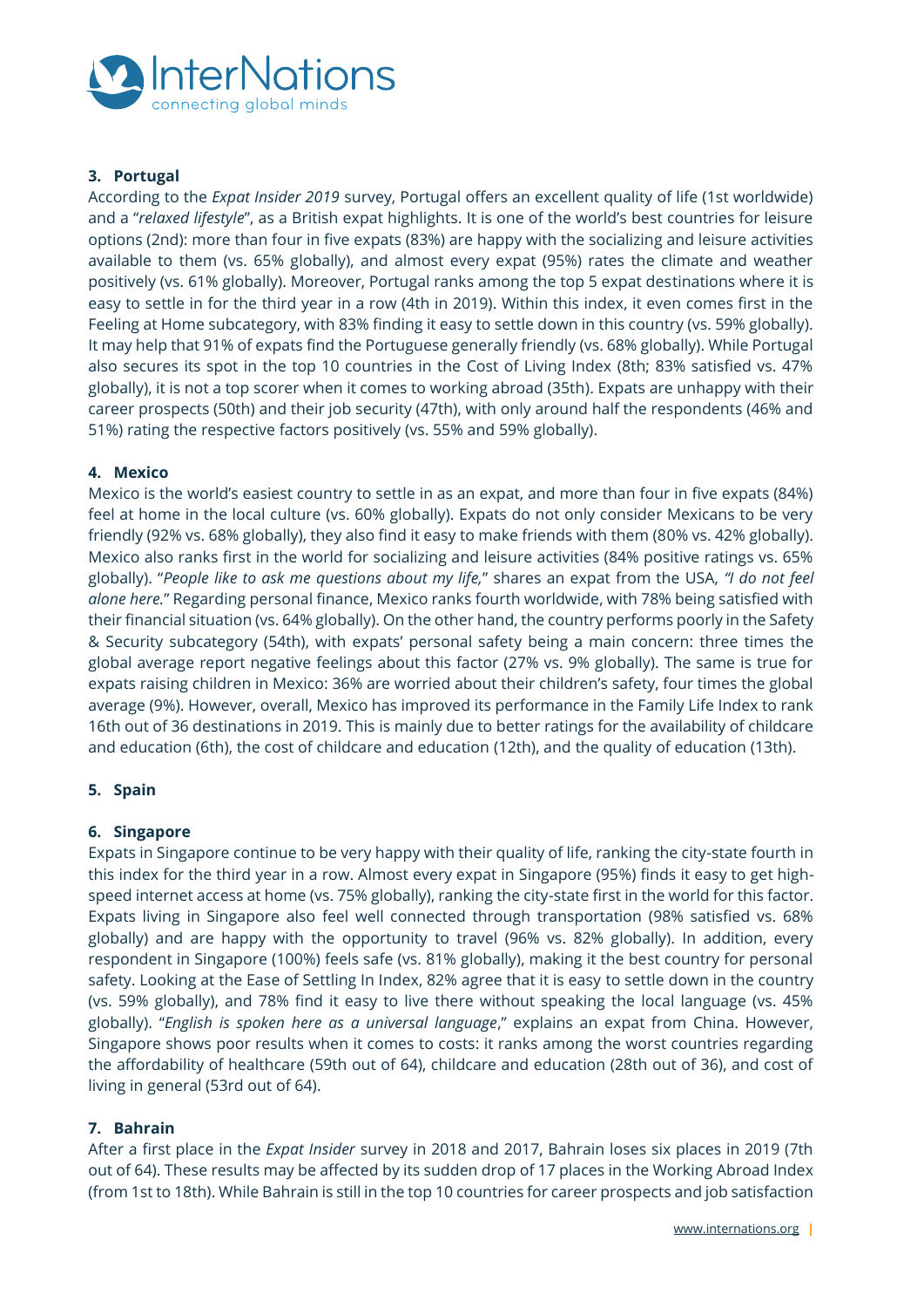### 3. Portugal

According to the *Expat Insider 2019* survey, Portugal offers an excellent quality of life (1st worldwide) and a "*relaxed lifestyle*", as a British expat highlights. It is one of the world's best countries for leisure options (2nd): more than four in five expats (83%) are happy with the socializing and leisure activities available to them (vs. 65% globally), and almost every expat (95%) rates the climate and weather positively (vs. 61% globally). Moreover, Portugal ranks among the top 5 expat destinations where it is easy to settle in for the third year in a row (4th in 2019). Within this index, it even comes first in the Feeling at Home subcategory, with 83% finding it easy to settle down in this country (vs. 59% globally). It may help that 91% of expats find the Portuguese generally friendly (vs. 68% globally). While Portugal also secures its spot in the top 10 countries in the Cost of Living Index (8th; 83% satisfied vs. 47% globally), it is not a top scorer when it comes to working abroad (35th). Expats are unhappy with their career prospects (50th) and their job security (47th), with only around half the respondents (46% and 51%) rating the respective factors positively (vs. 55% and 59% globally).

### 4. Mexico

Mexico is the world's easiest country to settle in as an expat, and more than four in five expats (84%) feel at home in the local culture (vs. 60% globally). Expats do not only consider Mexicans to be very friendly (92% vs. 68% globally), they also find it easy to make friends with them (80% vs. 42% globally). Mexico also ranks first in the world for socializing and leisure activities (84% positive ratings vs. 65% globally). "*People like to ask me questions about my life,*" shares an expat from the USA, *"I do not feel alone here.*" Regarding personal finance, Mexico ranks fourth worldwide, with 78% being satisfied with their financial situation (vs. 64% globally). On the other hand, the country performs poorly in the Safety & Security subcategory (54th), with expats' personal safety being a main concern: three times the global average report negative feelings about this factor (27% vs. 9% globally). The same is true for expats raising children in Mexico: 36% are worried about their children's safety, four times the global average (9%). However, overall, Mexico has improved its performance in the Family Life Index to rank 16th out of 36 destinations in 2019. This is mainly due to better ratings for the availability of childcare and education (6th), the cost of childcare and education (12th), and the quality of education (13th).

### 5. Spain

### 6. Singapore

Expats in Singapore continue to be very happy with their quality of life, ranking the city-state fourth in this index for the third year in a row. Almost every expat in Singapore (95%) finds it easy to get high-speed internet access at home (vs. 75% globally), ranking the city-state first in the world for this factor. Expats living in Singapore also feel well connected through transportation (98% satisfied vs. 68% globally) and are happy with the opportunity to travel (96% vs. 82% globally). In addition, every respondent in Singapore (100%) feels safe (vs. 81% globally), making it the best country for personal safety. Looking at the Ease of Settling In Index, 82% agree that it is easy to settle down in the country (vs. 59% globally), and 78% find it easy to live there without speaking the local language (vs. 45% globally). "*English is spoken here as a universal language*," explains an expat from China. However, Singapore shows poor results when it comes to costs: it ranks among the worst countries regarding the affordability of healthcare (59th out of 64), childcare and education (28th out of 36), and cost of living in general (53rd out of 64).

### 7. Bahrain

After a first place in the *Expat Insider* survey in 2018 and 2017, Bahrain loses six places in 2019 (7th out of 64). These results may be affected by its sudden drop of 17 places in the Working Abroad Index (from 1st to 18th). While Bahrain is still in the top 10 countries for career prospects and job satisfaction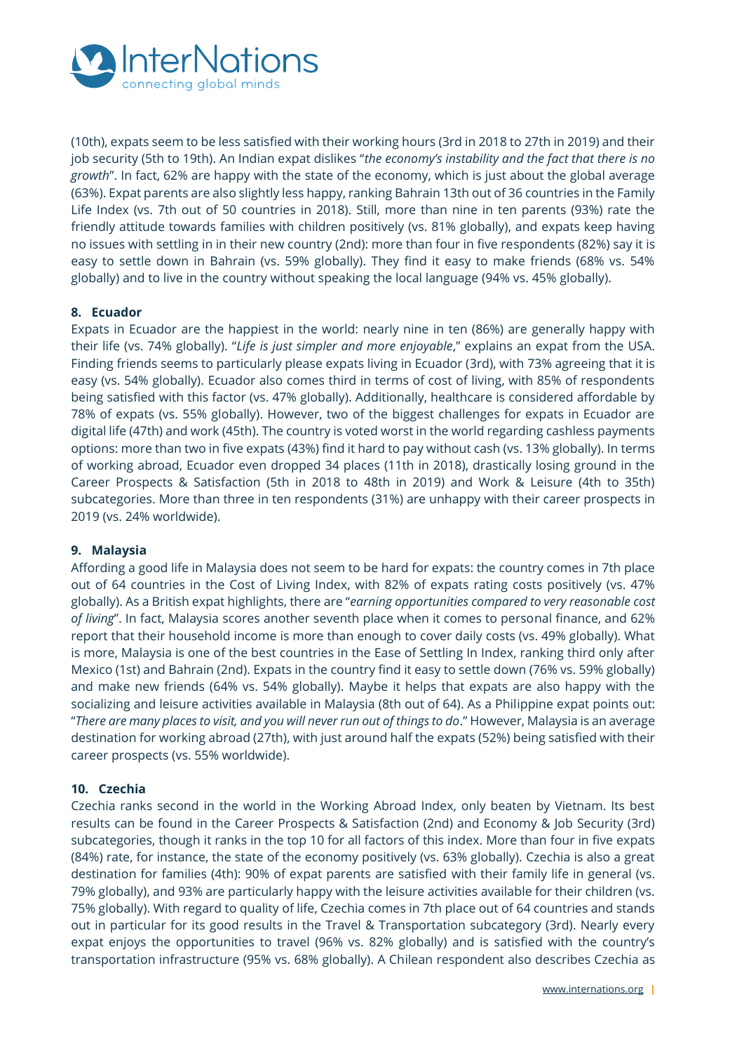(10th), expats seem to be less satisfied with their working hours (3rd in 2018 to 27th in 2019) and their job security (5th to 19th). An Indian expat dislikes "*the economy's instability and the fact that there is no growth*". In fact, 62% are happy with the state of the economy, which is just about the global average (63%). Expat parents are also slightly less happy, ranking Bahrain 13th out of 36 countries in the Family Life Index (vs. 7th out of 50 countries in 2018). Still, more than nine in ten parents (93%) rate the friendly attitude towards families with children positively (vs. 81% globally), and expats keep having no issues with settling in in their new country (2nd): more than four in five respondents (82%) say it is easy to settle down in Bahrain (vs. 59% globally). They find it easy to make friends (68% vs. 54% globally) and to live in the country without speaking the local language (94% vs. 45% globally).

### 8. Ecuador

Expats in Ecuador are the happiest in the world: nearly nine in ten (86%) are generally happy with their life (vs. 74% globally). "*Life is just simpler and more enjoyable*," explains an expat from the USA. Finding friends seems to particularly please expats living in Ecuador (3rd), with 73% agreeing that it is easy (vs. 54% globally). Ecuador also comes third in terms of cost of living, with 85% of respondents being satisfied with this factor (vs. 47% globally). Additionally, healthcare is considered affordable by 78% of expats (vs. 55% globally). However, two of the biggest challenges for expats in Ecuador are digital life (47th) and work (45th). The country is voted worst in the world regarding cashless payments options: more than two in five expats (43%) find it hard to pay without cash (vs. 13% globally). In terms of working abroad, Ecuador even dropped 34 places (11th in 2018), drastically losing ground in the Career Prospects & Satisfaction (5th in 2018 to 48th in 2019) and Work & Leisure (4th to 35th) subcategories. More than three in ten respondents (31%) are unhappy with their career prospects in 2019 (vs. 24% worldwide).

### 9. Malaysia

Affording a good life in Malaysia does not seem to be hard for expats: the country comes in 7th place out of 64 countries in the Cost of Living Index, with 82% of expats rating costs positively (vs. 47% globally). As a British expat highlights, there are "*earning opportunities compared to very reasonable cost of living*". In fact, Malaysia scores another seventh place when it comes to personal finance, and 62% report that their household income is more than enough to cover daily costs (vs. 49% globally). What is more, Malaysia is one of the best countries in the Ease of Settling In Index, ranking third only after Mexico (1st) and Bahrain (2nd). Expats in the country find it easy to settle down (76% vs. 59% globally) and make new friends (64% vs. 54% globally). Maybe it helps that expats are also happy with the socializing and leisure activities available in Malaysia (8th out of 64). As a Philippine expat points out: "*There are many places to visit, and you will never run out of things to do*." However, Malaysia is an average destination for working abroad (27th), with just around half the expats (52%) being satisfied with their career prospects (vs. 55% worldwide).

### 10. Czechia

Czechia ranks second in the world in the Working Abroad Index, only beaten by Vietnam. Its best results can be found in the Career Prospects & Satisfaction (2nd) and Economy & Job Security (3rd) subcategories, though it ranks in the top 10 for all factors of this index. More than four in five expats (84%) rate, for instance, the state of the economy positively (vs. 63% globally). Czechia is also a great destination for families (4th): 90% of expat parents are satisfied with their family life in general (vs. 79% globally), and 93% are particularly happy with the leisure activities available for their children (vs. 75% globally). With regard to quality of life, Czechia comes in 7th place out of 64 countries and stands out in particular for its good results in the Travel & Transportation subcategory (3rd). Nearly every expat enjoys the opportunities to travel (96% vs. 82% globally) and is satisfied with the country's transportation infrastructure (95% vs. 68% globally). A Chilean respondent also describes Czechia as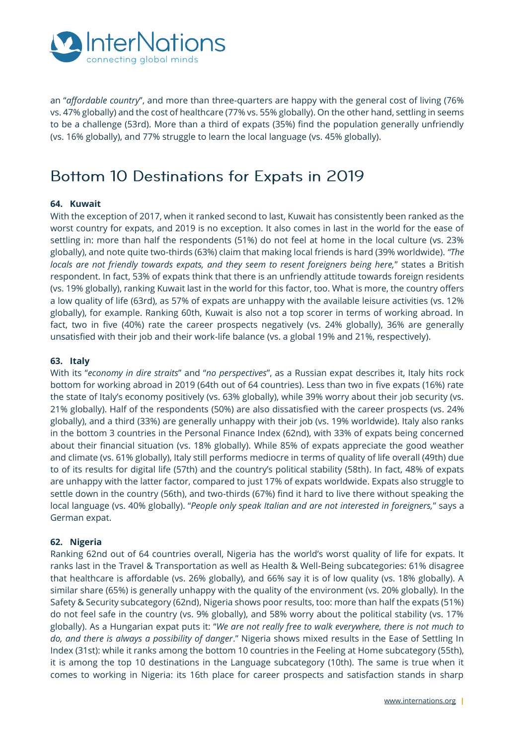an "*affordable country*", and more than three-quarters are happy with the general cost of living (76% vs. 47% globally) and the cost of healthcare (77% vs. 55% globally). On the other hand, settling in seems to be a challenge (53rd). More than a third of expats (35%) find the population generally unfriendly (vs. 16% globally), and 77% struggle to learn the local language (vs. 45% globally).

## Bottom 10 Destinations for Expats in 2019

**64. Kuwait**

With the exception of 2017, when it ranked second to last, Kuwait has consistently been ranked as the worst country for expats, and 2019 is no exception. It also comes in last in the world for the ease of settling in: more than half the respondents (51%) do not feel at home in the local culture (vs. 23% globally), and note quite two-thirds (63%) claim that making local friends is hard (39% worldwide). *"The locals are not friendly towards expats, and they seem to resent foreigners being here,"* states a British respondent. In fact, 53% of expats think that there is an unfriendly attitude towards foreign residents (vs. 19% globally), ranking Kuwait last in the world for this factor, too. What is more, the country offers a low quality of life (63rd), as 57% of expats are unhappy with the available leisure activities (vs. 12% globally), for example. Ranking 60th, Kuwait is also not a top scorer in terms of working abroad. In fact, two in five (40%) rate the career prospects negatively (vs. 24% globally), 36% are generally unsatisfied with their job and their work-life balance (vs. a global 19% and 21%, respectively).

**63. Italy**

With its "*economy in dire straits*" and "*no perspectives*", as a Russian expat describes it, Italy hits rock bottom for working abroad in 2019 (64th out of 64 countries). Less than two in five expats (16%) rate the state of Italy's economy positively (vs. 63% globally), while 39% worry about their job security (vs. 21% globally). Half of the respondents (50%) are also dissatisfied with the career prospects (vs. 24% globally), and a third (33%) are generally unhappy with their job (vs. 19% worldwide). Italy also ranks in the bottom 3 countries in the Personal Finance Index (62nd), with 33% of expats being concerned about their financial situation (vs. 18% globally). While 85% of expats appreciate the good weather and climate (vs. 61% globally), Italy still performs mediocre in terms of quality of life overall (49th) due to of its results for digital life (57th) and the country's political stability (58th). In fact, 48% of expats are unhappy with the latter factor, compared to just 17% of expats worldwide. Expats also struggle to settle down in the country (56th), and two-thirds (67%) find it hard to live there without speaking the local language (vs. 40% globally). "*People only speak Italian and are not interested in foreigners,*" says a German expat.

**62. Nigeria**

Ranking 62nd out of 64 countries overall, Nigeria has the world's worst quality of life for expats. It ranks last in the Travel & Transportation as well as Health & Well-Being subcategories: 61% disagree that healthcare is affordable (vs. 26% globally), and 66% say it is of low quality (vs. 18% globally). A similar share (65%) is generally unhappy with the quality of the environment (vs. 20% globally). In the Safety & Security subcategory (62nd), Nigeria shows poor results, too: more than half the expats (51%) do not feel safe in the country (vs. 9% globally), and 58% worry about the political stability (vs. 17% globally). As a Hungarian expat puts it: "*We are not really free to walk everywhere, there is not much to do, and there is always a possibility of danger*." Nigeria shows mixed results in the Ease of Settling In Index (31st): while it ranks among the bottom 10 countries in the Feeling at Home subcategory (55th), it is among the top 10 destinations in the Language subcategory (10th). The same is true when it comes to working in Nigeria: its 16th place for career prospects and satisfaction stands in sharp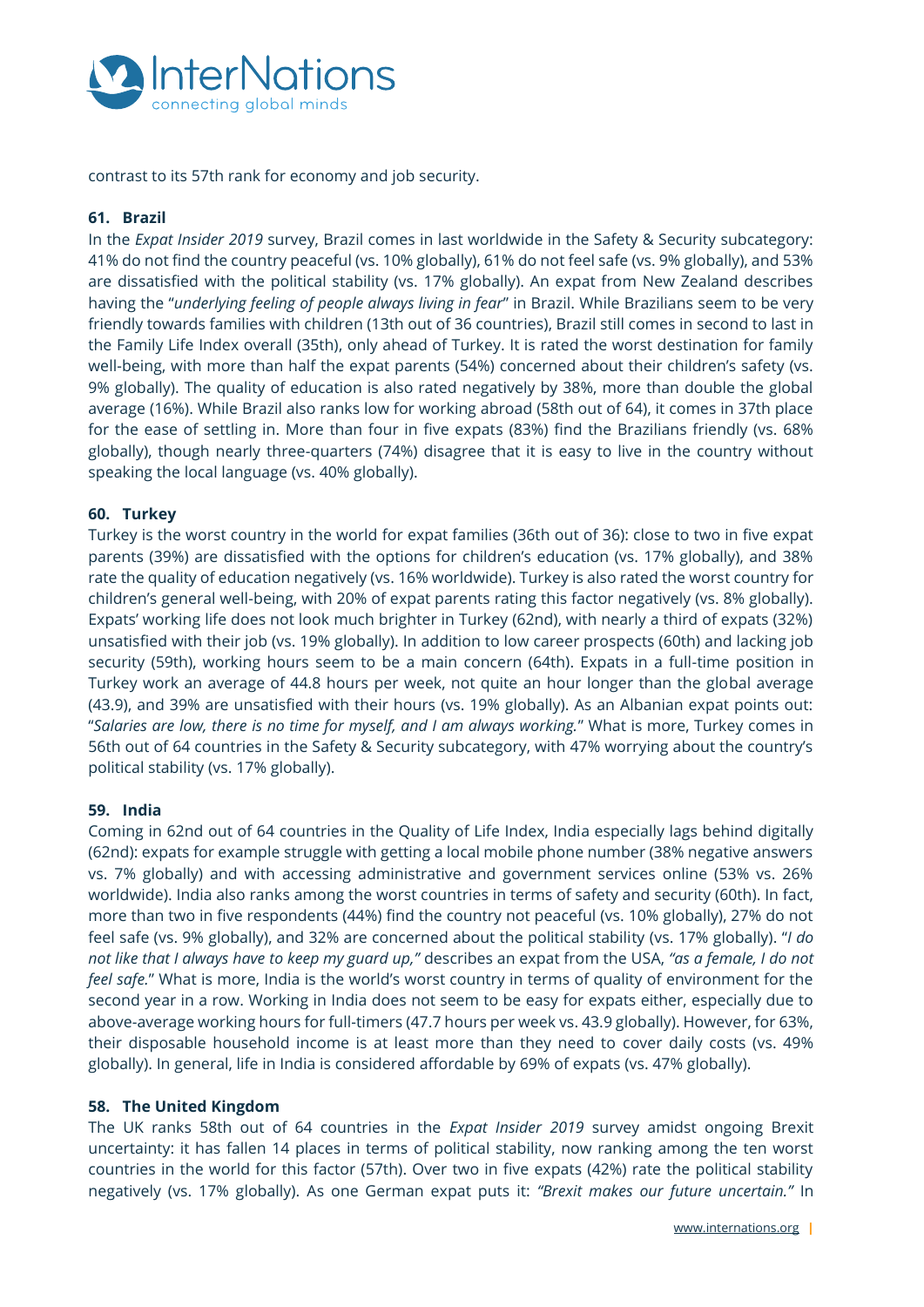contrast to its 57th rank for economy and job security.

**61. Brazil**

In the *Expat Insider 2019* survey, Brazil comes in last worldwide in the Safety & Security subcategory: 41% do not find the country peaceful (vs. 10% globally), 61% do not feel safe (vs. 9% globally), and 53% are dissatisfied with the political stability (vs. 17% globally). An expat from New Zealand describes having the "*underlying feeling of people always living in fear*" in Brazil. While Brazilians seem to be very friendly towards families with children (13th out of 36 countries), Brazil still comes in second to last in the Family Life Index overall (35th), only ahead of Turkey. It is rated the worst destination for family well-being, with more than half the expat parents (54%) concerned about their children's safety (vs. 9% globally). The quality of education is also rated negatively by 38%, more than double the global average (16%). While Brazil also ranks low for working abroad (58th out of 64), it comes in 37th place for the ease of settling in. More than four in five expats (83%) find the Brazilians friendly (vs. 68% globally), though nearly three-quarters (74%) disagree that it is easy to live in the country without speaking the local language (vs. 40% globally).

**60. Turkey**

Turkey is the worst country in the world for expat families (36th out of 36): close to two in five expat parents (39%) are dissatisfied with the options for children's education (vs. 17% globally), and 38% rate the quality of education negatively (vs. 16% worldwide). Turkey is also rated the worst country for children's general well-being, with 20% of expat parents rating this factor negatively (vs. 8% globally). Expats' working life does not look much brighter in Turkey (62nd), with nearly a third of expats (32%) unsatisfied with their job (vs. 19% globally). In addition to low career prospects (60th) and lacking job security (59th), working hours seem to be a main concern (64th). Expats in a full-time position in Turkey work an average of 44.8 hours per week, not quite an hour longer than the global average (43.9), and 39% are unsatisfied with their hours (vs. 19% globally). As an Albanian expat points out: "*Salaries are low, there is no time for myself, and I am always working.*" What is more, Turkey comes in 56th out of 64 countries in the Safety & Security subcategory, with 47% worrying about the country's political stability (vs. 17% globally).

**59. India**

Coming in 62nd out of 64 countries in the Quality of Life Index, India especially lags behind digitally (62nd): expats for example struggle with getting a local mobile phone number (38% negative answers vs. 7% globally) and with accessing administrative and government services online (53% vs. 26% worldwide). India also ranks among the worst countries in terms of safety and security (60th). In fact, more than two in five respondents (44%) find the country not peaceful (vs. 10% globally), 27% do not feel safe (vs. 9% globally), and 32% are concerned about the political stability (vs. 17% globally). "*I do not like that I always have to keep my guard up,"* describes an expat from the USA, *"as a female, I do not feel safe.*" What is more, India is the world's worst country in terms of quality of environment for the second year in a row. Working in India does not seem to be easy for expats either, especially due to above-average working hours for full-timers (47.7 hours per week vs. 43.9 globally). However, for 63%, their disposable household income is at least more than they need to cover daily costs (vs. 49% globally). In general, life in India is considered affordable by 69% of expats (vs. 47% globally).

**58. The United Kingdom**

The UK ranks 58th out of 64 countries in the *Expat Insider 2019* survey amidst ongoing Brexit uncertainty: it has fallen 14 places in terms of political stability, now ranking among the ten worst countries in the world for this factor (57th). Over two in five expats (42%) rate the political stability negatively (vs. 17% globally). As one German expat puts it: *"Brexit makes our future uncertain."* In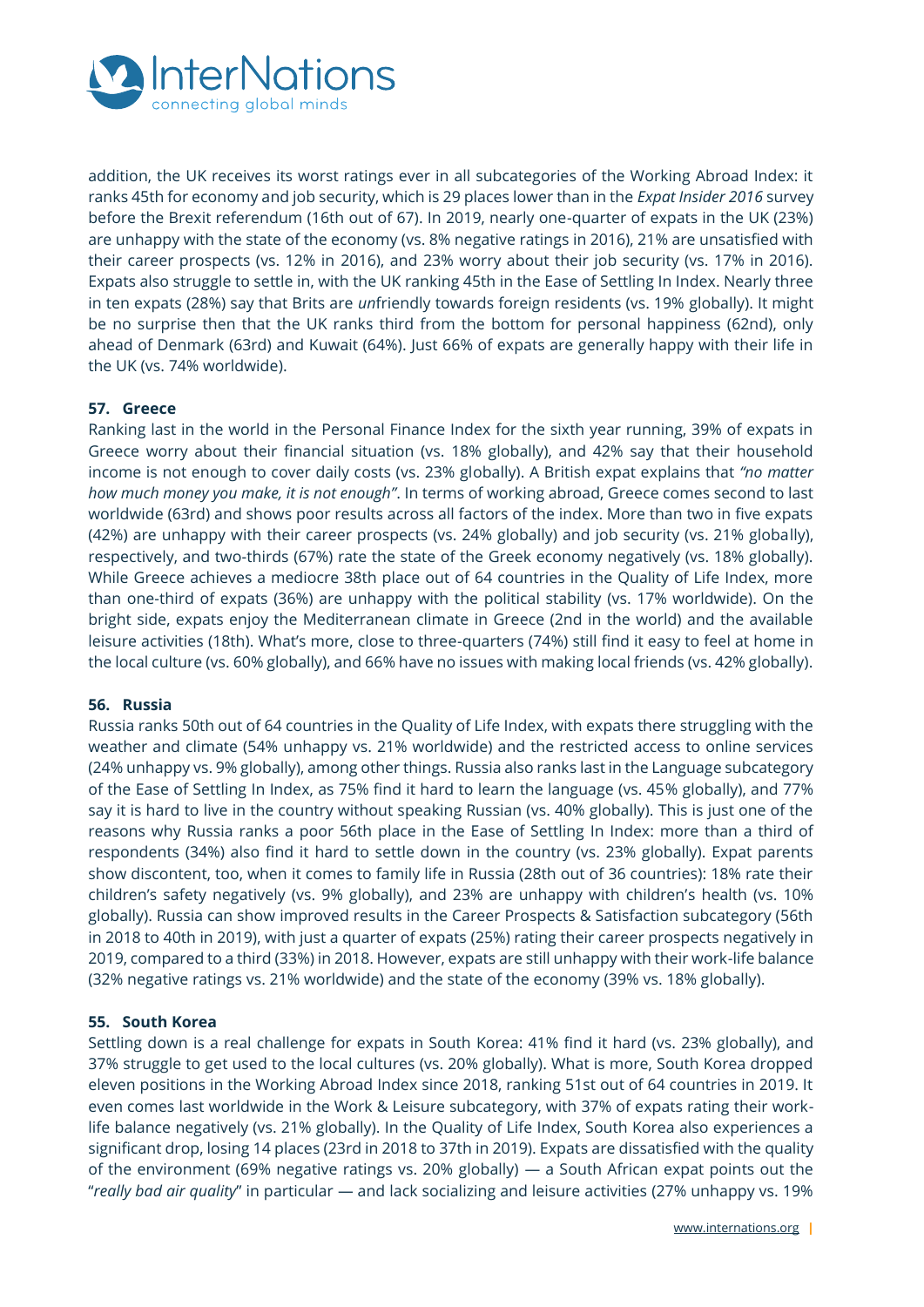addition, the UK receives its worst ratings ever in all subcategories of the Working Abroad Index: it ranks 45th for economy and job security, which is 29 places lower than in the *Expat Insider 2016* survey before the Brexit referendum (16th out of 67). In 2019, nearly one-quarter of expats in the UK (23%) are unhappy with the state of the economy (vs. 8% negative ratings in 2016), 21% are unsatisfied with their career prospects (vs. 12% in 2016), and 23% worry about their job security (vs. 17% in 2016). Expats also struggle to settle in, with the UK ranking 45th in the Ease of Settling In Index. Nearly three in ten expats (28%) say that Brits are *un*friendly towards foreign residents (vs. 19% globally). It might be no surprise then that the UK ranks third from the bottom for personal happiness (62nd), only ahead of Denmark (63rd) and Kuwait (64%). Just 66% of expats are generally happy with their life in the UK (vs. 74% worldwide).

**57. Greece**

Ranking last in the world in the Personal Finance Index for the sixth year running, 39% of expats in Greece worry about their financial situation (vs. 18% globally), and 42% say that their household income is not enough to cover daily costs (vs. 23% globally). A British expat explains that *"no matter how much money you make, it is not enough"*. In terms of working abroad, Greece comes second to last worldwide (63rd) and shows poor results across all factors of the index. More than two in five expats (42%) are unhappy with their career prospects (vs. 24% globally) and job security (vs. 21% globally), respectively, and two-thirds (67%) rate the state of the Greek economy negatively (vs. 18% globally). While Greece achieves a mediocre 38th place out of 64 countries in the Quality of Life Index, more than one-third of expats (36%) are unhappy with the political stability (vs. 17% worldwide). On the bright side, expats enjoy the Mediterranean climate in Greece (2nd in the world) and the available leisure activities (18th). What's more, close to three-quarters (74%) still find it easy to feel at home in the local culture (vs. 60% globally), and 66% have no issues with making local friends (vs. 42% globally).

**56. Russia**

Russia ranks 50th out of 64 countries in the Quality of Life Index, with expats there struggling with the weather and climate (54% unhappy vs. 21% worldwide) and the restricted access to online services (24% unhappy vs. 9% globally), among other things. Russia also ranks last in the Language subcategory of the Ease of Settling In Index, as 75% find it hard to learn the language (vs. 45% globally), and 77% say it is hard to live in the country without speaking Russian (vs. 40% globally). This is just one of the reasons why Russia ranks a poor 56th place in the Ease of Settling In Index: more than a third of respondents (34%) also find it hard to settle down in the country (vs. 23% globally). Expat parents show discontent, too, when it comes to family life in Russia (28th out of 36 countries): 18% rate their children's safety negatively (vs. 9% globally), and 23% are unhappy with children's health (vs. 10% globally). Russia can show improved results in the Career Prospects & Satisfaction subcategory (56th in 2018 to 40th in 2019), with just a quarter of expats (25%) rating their career prospects negatively in 2019, compared to a third (33%) in 2018. However, expats are still unhappy with their work-life balance (32% negative ratings vs. 21% worldwide) and the state of the economy (39% vs. 18% globally).

**55. South Korea**

Settling down is a real challenge for expats in South Korea: 41% find it hard (vs. 23% globally), and 37% struggle to get used to the local cultures (vs. 20% globally). What is more, South Korea dropped eleven positions in the Working Abroad Index since 2018, ranking 51st out of 64 countries in 2019. It even comes last worldwide in the Work & Leisure subcategory, with 37% of expats rating their work-life balance negatively (vs. 21% globally). In the Quality of Life Index, South Korea also experiences a significant drop, losing 14 places (23rd in 2018 to 37th in 2019). Expats are dissatisfied with the quality of the environment (69% negative ratings vs. 20% globally) — a South African expat points out the "*really bad air quality*" in particular — and lack socializing and leisure activities (27% unhappy vs. 19%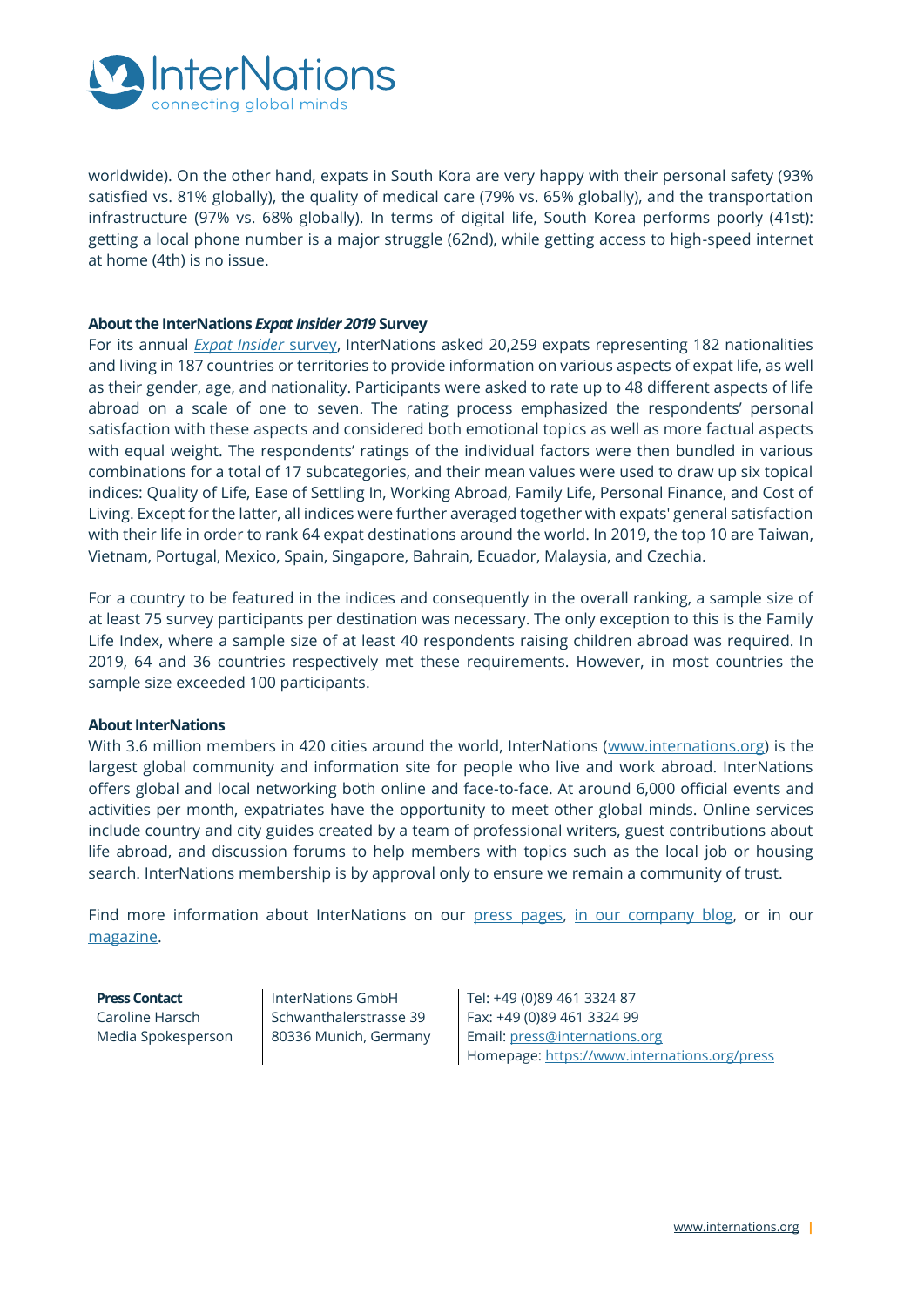worldwide). On the other hand, expats in South Korea are very happy with their personal safety (93% satisfied vs. 81% globally), the quality of medical care (79% vs. 65% globally), and the transportation infrastructure (97% vs. 68% globally). In terms of digital life, South Korea performs poorly (41st): getting a local phone number is a major struggle (62nd), while getting access to high-speed internet at home (4th) is no issue.

**About the InterNations *Expat Insider 2019* Survey**

For its annual [*Expat Insider* survey](), InterNations asked 20,259 expats representing 182 nationalities and living in 187 countries or territories to provide information on various aspects of expat life, as well as their gender, age, and nationality. Participants were asked to rate up to 48 different aspects of life abroad on a scale of one to seven. The rating process emphasized the respondents' personal satisfaction with these aspects and considered both emotional topics as well as more factual aspects with equal weight. The respondents' ratings of the individual factors were then bundled in various combinations for a total of 17 subcategories, and their mean values were used to draw up six topical indices: Quality of Life, Ease of Settling In, Working Abroad, Family Life, Personal Finance, and Cost of Living. Except for the latter, all indices were further averaged together with expats' general satisfaction with their life in order to rank 64 expat destinations around the world. In 2019, the top 10 are Taiwan, Vietnam, Portugal, Mexico, Spain, Singapore, Bahrain, Ecuador, Malaysia, and Czechia.

For a country to be featured in the indices and consequently in the overall ranking, a sample size of at least 75 survey participants per destination was necessary. The only exception to this is the Family Life Index, where a sample size of at least 40 respondents raising children abroad was required. In 2019, 64 and 36 countries respectively met these requirements. However, in most countries the sample size exceeded 100 participants.

**About InterNations**

With 3.6 million members in 420 cities around the world, InterNations (www.internations.org) is the largest global community and information site for people who live and work abroad. InterNations offers global and local networking both online and face-to-face. At around 6,000 official events and activities per month, expatriates have the opportunity to meet other global minds. Online services include country and city guides created by a team of professional writers, guest contributions about life abroad, and discussion forums to help members with topics such as the local job or housing search. InterNations membership is by approval only to ensure we remain a community of trust.

Find more information about InterNations on our press pages, in our company blog, or in our magazine.

**Press Contact**
Caroline Harsch
Media Spokesperson

InterNations GmbH
Schwanthalerstrasse 39
80336 Munich, Germany

Tel: +49 (0)89 461 3324 87
Fax: +49 (0)89 461 3324 99
Email: press@internations.org
Homepage: https://www.internations.org/press